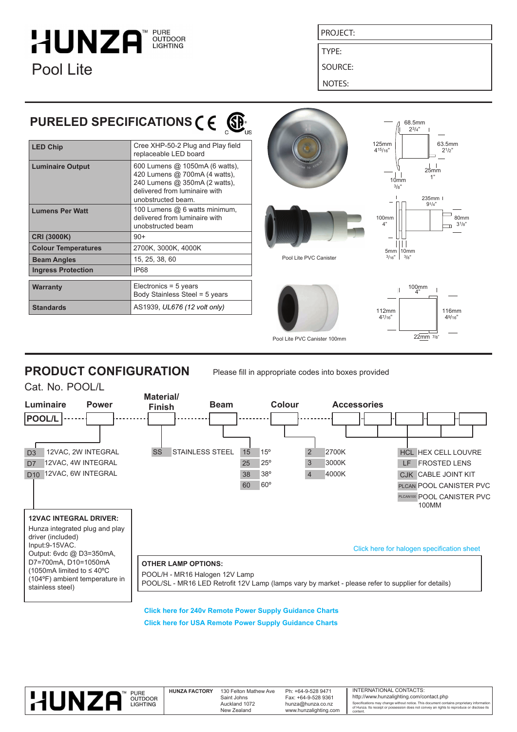# HUNZA™ PURE OUTDOOR LIGHTING

## Pool Lite

PROJECT:

TYPE:

SOURCE:

NOTES:

## PURELED SPECIFICATIONS

| | |
|---|---|
| **LED Chip** | Cree XHP-50-2 Plug and Play field replaceable LED board |
| **Luminaire Output** | 600 Lumens @ 1050mA (6 watts), 420 Lumens @ 700mA (4 watts), 240 Lumens @ 350mA (2 watts), delivered from luminaire with unobstructed beam. |
| **Lumens Per Watt** | 100 Lumens @ 6 watts minimum, delivered from luminaire with unobstructed beam |
| **CRI (3000K)** | 90+ |
| **Colour Temperatures** | 2700K, 3000K, 4000K |
| **Beam Angles** | 15, 25, 38, 60 |
| **Ingress Protection** | IP68 |
| **Warranty** | Electronics = 5 years<br>Body Stainless Steel = 5 years |
| **Standards** | AS1939, *UL676 (12 volt only)* |

68.5mm 2 3/4"; 125mm 4 15/16"; 63.5mm 2 1/2"; 25mm 1"; 10mm 3/8"

235mm 9 1/4"; 100mm 4"; 80mm 3 1/8"; 5mm 3/16"; 10mm 3/8"

Pool Lite PVC Canister

100mm 4"; 112mm 4 7/16"; 116mm 4 9/16"; 22mm 7/8"

Pool Lite PVC Canister 100mm

## PRODUCT CONFIGURATION

Please fill in appropriate codes into boxes provided

Cat. No. POOL/L

| Luminaire | Power | Material/ Finish | Beam | Colour | Accessories |
|---|---|---|---|---|---|
| POOL/L | | | | | |

**Power**
- D3 12VAC, 2W INTEGRAL
- D7 12VAC, 4W INTEGRAL
- D10 12VAC, 6W INTEGRAL

**Material/Finish**
- SS STAINLESS STEEL

**Beam**
- 15 15º
- 25 25º
- 38 38º
- 60 60º

**Colour**
- 2 2700K
- 3 3000K
- 4 4000K

**Accessories**
- HCL HEX CELL LOUVRE
- LF FROSTED LENS
- CJK CABLE JOINT KIT
- PLCAN POOL CANISTER PVC
- PLCAN100 POOL CANISTER PVC 100MM

**12VAC INTEGRAL DRIVER:**
Hunza integrated plug and play driver (included)
Input:9-15VAC.
Output: 6vdc @ D3=350mA, D7=700mA, D10=1050mA
(1050mA limited to ≤ 40ºC (104ºF) ambient temperature in stainless steel)

Click here for halogen specification sheet

**OTHER LAMP OPTIONS:**
POOL/H - MR16 Halogen 12V Lamp
POOL/SL - MR16 LED Retrofit 12V Lamp (lamps vary by market - please refer to supplier for details)

**Click here for 240v Remote Power Supply Guidance Charts**

**Click here for USA Remote Power Supply Guidance Charts**

HUNZA™ PURE OUTDOOR LIGHTING

**HUNZA FACTORY** 130 Felton Mathew Ave, Saint Johns, Auckland 1072, New Zealand

Ph: +64-9-528 9471
Fax: +64-9-528 9361
hunza@hunza.co.nz
www.hunzalighting.com

INTERNATIONAL CONTACTS:
http://www.hunzalighting.com/contact.php

Specifications may change without notice. This document contains proprietary information of Hunza. Its receipt or possession does not convey an rights to reproduce or disclose its content.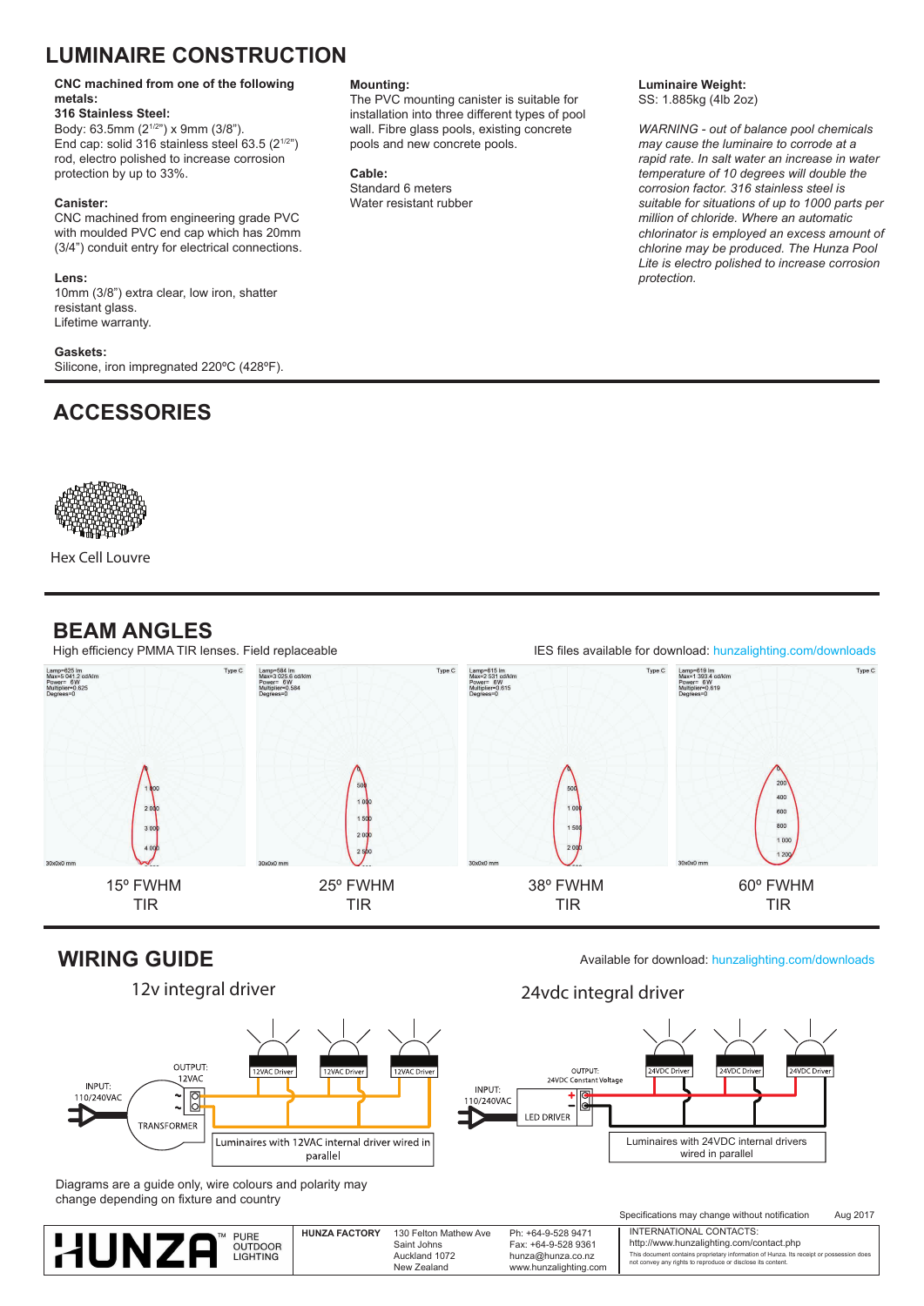# LUMINAIRE CONSTRUCTION

**CNC machined from one of the following metals:**
**316 Stainless Steel:**
Body: 63.5mm (2^1/2") x 9mm (3/8").
End cap: solid 316 stainless steel 63.5 (2^1/2") rod, electro polished to increase corrosion protection by up to 33%.

**Canister:**
CNC machined from engineering grade PVC with moulded PVC end cap which has 20mm (3/4") conduit entry for electrical connections.

**Lens:**
10mm (3/8") extra clear, low iron, shatter resistant glass.
Lifetime warranty.

**Gaskets:**
Silicone, iron impregnated 220ºC (428ºF).

**Mounting:**
The PVC mounting canister is suitable for installation into three different types of pool wall. Fibre glass pools, existing concrete pools and new concrete pools.

**Cable:**
Standard 6 meters
Water resistant rubber

**Luminaire Weight:**
SS: 1.885kg (4lb 2oz)

*WARNING - out of balance pool chemicals may cause the luminaire to corrode at a rapid rate. In salt water an increase in water temperature of 10 degrees will double the corrosion factor. 316 stainless steel is suitable for situations of up to 1000 parts per million of chloride. Where an automatic chlorinator is employed an excess amount of chlorine may be produced. The Hunza Pool Lite is electro polished to increase corrosion protection.*

# ACCESSORIES

Hex Cell Louvre

# BEAM ANGLES

High efficiency PMMA TIR lenses. Field replaceable

IES files available for download: hunzalighting.com/downloads

Lamp=625 lm
Max=5 041.2 cd/klm
Power= 6W
Multiplier=0.625
Degrees=0
Type C
1 000
2 000
3 000
4 000
30x0x0 mm

15º FWHM
TIR

Lamp=584 lm
Max=3 025.6 cd/klm
Power= 6W
Multiplier=0.584
Degrees=0
Type C
500
1 000
1 500
2 000
2 500
30x0x0 mm

25º FWHM
TIR

Lamp=615 lm
Max=2 531 cd/klm
Power= 6W
Multiplier=0.615
Degrees=0
Type C
500
1 000
1 500
2 000
30x0x0 mm

38º FWHM
TIR

Lamp=619 lm
Max=1 393.4 cd/klm
Power= 6W
Multiplier=0.619
Degrees=0
Type C
200
400
600
800
1 000
1 200
30x0x0 mm

60º FWHM
TIR

# WIRING GUIDE

Available for download: hunzalighting.com/downloads

12v integral driver

INPUT: 110/240VAC
OUTPUT: 12VAC
TRANSFORMER
12VAC Driver
12VAC Driver
12VAC Driver
Luminaires with 12VAC internal driver wired in parallel

24vdc integral driver

INPUT: 110/240VAC
OUTPUT: 24VDC Constant Voltage
LED DRIVER
24VDC Driver
24VDC Driver
24VDC Driver
Luminaires with 24VDC internal drivers wired in parallel

Diagrams are a guide only, wire colours and polarity may change depending on fixture and country

Specifications may change without notification — Aug 2017

HUNZA™ PURE OUTDOOR LIGHTING

**HUNZA FACTORY**
130 Felton Mathew Ave
Saint Johns
Auckland 1072
New Zealand

Ph: +64-9-528 9471
Fax: +64-9-528 9361
hunza@hunza.co.nz
www.hunzalighting.com

INTERNATIONAL CONTACTS:
http://www.hunzalighting.com/contact.php
This document contains proprietary information of Hunza. Its receipt or possession does not convey any rights to reproduce or disclose its content.